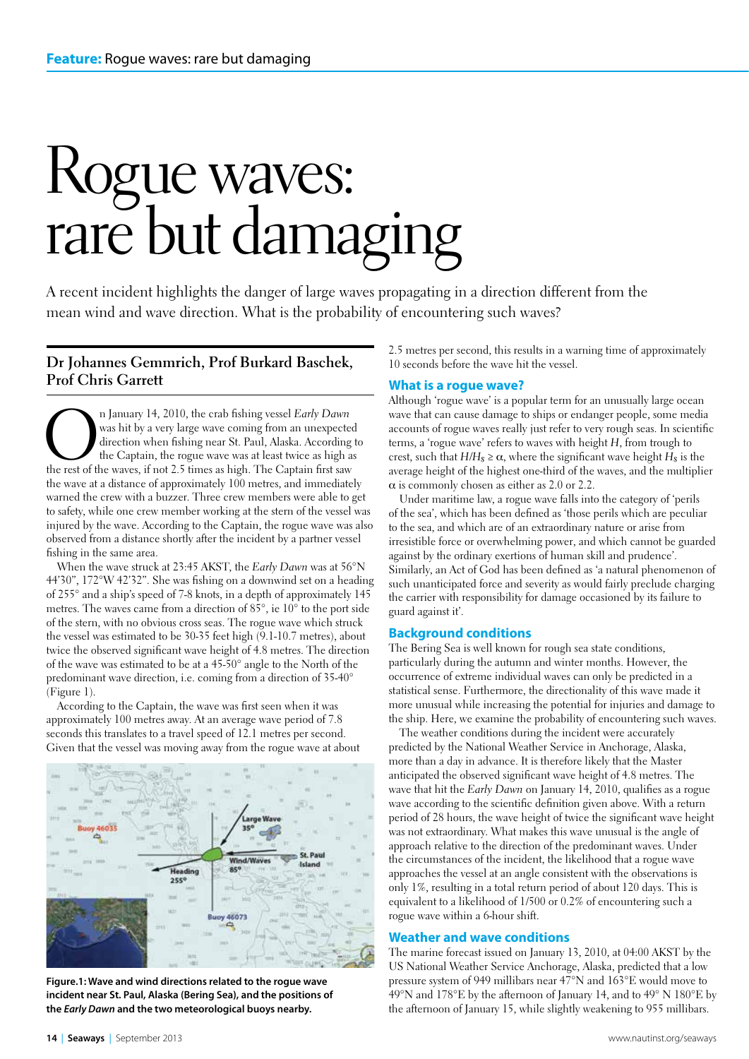# Rogue waves: rare but damaging

A recent incident highlights the danger of large waves propagating in a direction different from the mean wind and wave direction. What is the probability of encountering such waves?

**Dr Johannes Gemmrich, Prof Burkard Baschek, Prof Chris Garrett**

On January 14, 2010, the crab fishing vessel *Early Dawn* was hit by a very large wave coming from an unexpected direction when fishing near St. Paul, Alaska. According to the Captain, the rogue wave was at least twice as high as the rest of the waves, if not 2.5 times as high. The Captain first saw the wave at a distance of approximately 100 metres, and immediately warned the crew with a buzzer. Three crew members were able to get to safety, while one crew member working at the stern of the vessel was injured by the wave. According to the Captain, the rogue wave was also observed from a distance shortly after the incident by a partner vessel fishing in the same area.

When the wave struck at 23:45 AKST, the *Early Dawn* was at 56°N 44'30", 172°W 42'32". She was fishing on a downwind set on a heading of 255° and a ship's speed of 7-8 knots, in a depth of approximately 145 metres. The waves came from a direction of 85°, ie 10° to the port side of the stern, with no obvious cross seas. The rogue wave which struck the vessel was estimated to be 30-35 feet high (9.1-10.7 metres), about twice the observed significant wave height of 4.8 metres. The direction of the wave was estimated to be at a 45-50° angle to the North of the predominant wave direction, i.e. coming from a direction of 35-40° (Figure 1).

According to the Captain, the wave was first seen when it was approximately 100 metres away. At an average wave period of 7.8 seconds this translates to a travel speed of 12.1 metres per second. Given that the vessel was moving away from the rogue wave at about 2.5 metres per second, this results in a warning time of approximately 10 seconds before the wave hit the vessel.

**Figure.1: Wave and wind directions related to the rogue wave incident near St. Paul, Alaska (Bering Sea), and the positions of the *Early Dawn* and the two meteorological buoys nearby.**

## What is a rogue wave?

Although 'rogue wave' is a popular term for an unusually large ocean wave that can cause damage to ships or endanger people, some media accounts of rogue waves really just refer to very rough seas. In scientific terms, a 'rogue wave' refers to waves with height $H$, from trough to crest, such that $H/H_S \geq \alpha$, where the significant wave height $H_S$ is the average height of the highest one-third of the waves, and the multiplier $\alpha$ is commonly chosen as either as 2.0 or 2.2.

Under maritime law, a rogue wave falls into the category of 'perils of the sea', which has been defined as 'those perils which are peculiar to the sea, and which are of an extraordinary nature or arise from irresistible force or overwhelming power, and which cannot be guarded against by the ordinary exertions of human skill and prudence'. Similarly, an Act of God has been defined as 'a natural phenomenon of such unanticipated force and severity as would fairly preclude charging the carrier with responsibility for damage occasioned by its failure to guard against it'.

## Background conditions

The Bering Sea is well known for rough sea state conditions, particularly during the autumn and winter months. However, the occurrence of extreme individual waves can only be predicted in a statistical sense. Furthermore, the directionality of this wave made it more unusual while increasing the potential for injuries and damage to the ship. Here, we examine the probability of encountering such waves.

The weather conditions during the incident were accurately predicted by the National Weather Service in Anchorage, Alaska, more than a day in advance. It is therefore likely that the Master anticipated the observed significant wave height of 4.8 metres. The wave that hit the *Early Dawn* on January 14, 2010, qualifies as a rogue wave according to the scientific definition given above. With a return period of 28 hours, the wave height of twice the significant wave height was not extraordinary. What makes this wave unusual is the angle of approach relative to the direction of the predominant waves. Under the circumstances of the incident, the likelihood that a rogue wave approaches the vessel at an angle consistent with the observations is only 1%, resulting in a total return period of about 120 days. This is equivalent to a likelihood of 1/500 or 0.2% of encountering such a rogue wave within a 6-hour shift.

## Weather and wave conditions

The marine forecast issued on January 13, 2010, at 04:00 AKST by the US National Weather Service Anchorage, Alaska, predicted that a low pressure system of 949 millibars near 47°N and 163°E would move to 49°N and 178°E by the afternoon of January 14, and to 49° N 180°E by the afternoon of January 15, while slightly weakening to 955 millibars.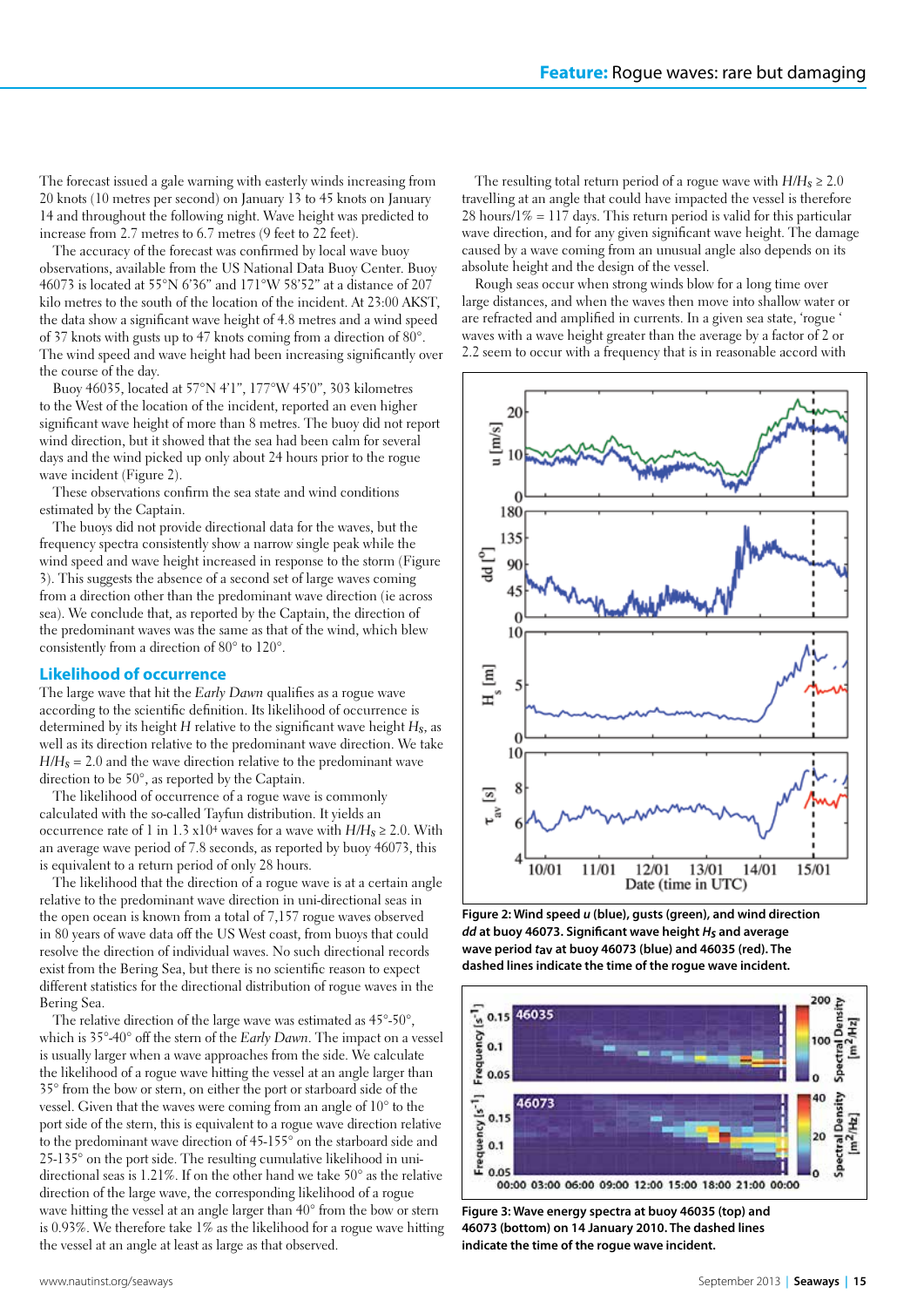The forecast issued a gale warning with easterly winds increasing from 20 knots (10 metres per second) on January 13 to 45 knots on January 14 and throughout the following night. Wave height was predicted to increase from 2.7 metres to 6.7 metres (9 feet to 22 feet).

The accuracy of the forecast was confirmed by local wave buoy observations, available from the US National Data Buoy Center. Buoy 46073 is located at 55°N 6'36" and 171°W 58'52" at a distance of 207 kilo metres to the south of the location of the incident. At 23:00 AKST, the data show a significant wave height of 4.8 metres and a wind speed of 37 knots with gusts up to 47 knots coming from a direction of 80°. The wind speed and wave height had been increasing significantly over the course of the day.

Buoy 46035, located at 57°N 4'1", 177°W 45'0", 303 kilometres to the West of the location of the incident, reported an even higher significant wave height of more than 8 metres. The buoy did not report wind direction, but it showed that the sea had been calm for several days and the wind picked up only about 24 hours prior to the rogue wave incident (Figure 2).

These observations confirm the sea state and wind conditions estimated by the Captain.

The buoys did not provide directional data for the waves, but the frequency spectra consistently show a narrow single peak while the wind speed and wave height increased in response to the storm (Figure 3). This suggests the absence of a second set of large waves coming from a direction other than the predominant wave direction (ie across sea). We conclude that, as reported by the Captain, the direction of the predominant waves was the same as that of the wind, which blew consistently from a direction of 80° to 120°.

## Likelihood of occurrence

The large wave that hit the *Early Dawn* qualifies as a rogue wave according to the scientific definition. Its likelihood of occurrence is determined by its height $H$ relative to the significant wave height $H_S$, as well as its direction relative to the predominant wave direction. We take $H/H_S = 2.0$ and the wave direction relative to the predominant wave direction to be 50°, as reported by the Captain.

The likelihood of occurrence of a rogue wave is commonly calculated with the so-called Tayfun distribution. It yields an occurrence rate of 1 in 1.3 x10$^4$ waves for a wave with $H/H_S \geq 2.0$. With an average wave period of 7.8 seconds, as reported by buoy 46073, this is equivalent to a return period of only 28 hours.

The likelihood that the direction of a rogue wave is at a certain angle relative to the predominant wave direction in uni-directional seas in the open ocean is known from a total of 7,157 rogue waves observed in 80 years of wave data off the US West coast, from buoys that could resolve the direction of individual waves. No such directional records exist from the Bering Sea, but there is no scientific reason to expect different statistics for the directional distribution of rogue waves in the Bering Sea.

The relative direction of the large wave was estimated as 45°-50°, which is 35°-40° off the stern of the *Early Dawn*. The impact on a vessel is usually larger when a wave approaches from the side. We calculate the likelihood of a rogue wave hitting the vessel at an angle larger than 35° from the bow or stern, on either the port or starboard side of the vessel. Given that the waves were coming from an angle of 10° to the port side of the stern, this is equivalent to a rogue wave direction relative to the predominant wave direction of 45-155° on the starboard side and 25-135° on the port side. The resulting cumulative likelihood in uni-directional seas is 1.21%. If on the other hand we take 50° as the relative direction of the large wave, the corresponding likelihood of a rogue wave hitting the vessel at an angle larger than 40° from the bow or stern is 0.93%. We therefore take 1% as the likelihood for a rogue wave hitting the vessel at an angle at least as large as that observed.

The resulting total return period of a rogue wave with $H/H_S \geq 2.0$ travelling at an angle that could have impacted the vessel is therefore 28 hours/1% = 117 days. This return period is valid for this particular wave direction, and for any given significant wave height. The damage caused by a wave coming from an unusual angle also depends on its absolute height and the design of the vessel.

Rough seas occur when strong winds blow for a long time over large distances, and when the waves then move into shallow water or are refracted and amplified in currents. In a given sea state, 'rogue ' waves with a wave height greater than the average by a factor of 2 or 2.2 seem to occur with a frequency that is in reasonable accord with

**Figure 2: Wind speed *u* (blue), gusts (green), and wind direction *dd* at buoy 46073. Significant wave height $H_S$ and average wave period $t_{av}$ at buoy 46073 (blue) and 46035 (red). The dashed lines indicate the time of the rogue wave incident.**

**Figure 3: Wave energy spectra at buoy 46035 (top) and 46073 (bottom) on 14 January 2010. The dashed lines indicate the time of the rogue wave incident.**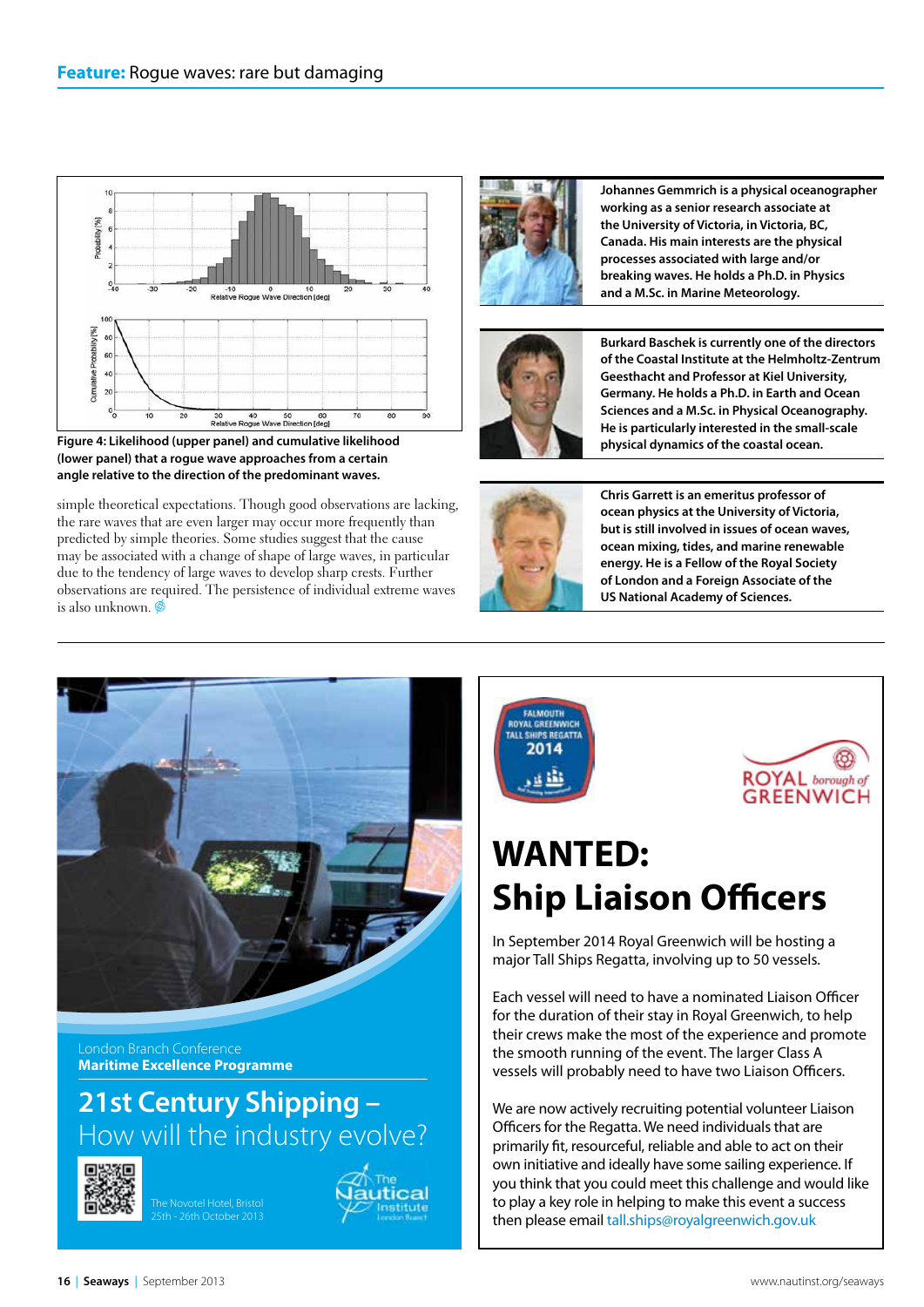10
8
6
4
2
0
Probability [%]
-40 -30 -20 -10 0 10 20 30 40
Relative Rogue Wave Direction [deg]

100
80
60
40
20
0
Cumulative Probability [%]
0 10 20 30 40 50 60 70 80 90
Relative Rogue Wave Direction [deg]

**Figure 4: Likelihood (upper panel) and cumulative likelihood (lower panel) that a rogue wave approaches from a certain angle relative to the direction of the predominant waves.**

simple theoretical expectations. Though good observations are lacking, the rare waves that are even larger may occur more frequently than predicted by simple theories. Some studies suggest that the cause may be associated with a change of shape of large waves, in particular due to the tendency of large waves to develop sharp crests. Further observations are required. The persistence of individual extreme waves is also unknown.

**Johannes Gemmrich is a physical oceanographer working as a senior research associate at the University of Victoria, in Victoria, BC, Canada. His main interests are the physical processes associated with large and/or breaking waves. He holds a Ph.D. in Physics and a M.Sc. in Marine Meteorology.**

**Burkard Baschek is currently one of the directors of the Coastal Institute at the Helmholtz-Zentrum Geesthacht and Professor at Kiel University, Germany. He holds a Ph.D. in Earth and Ocean Sciences and a M.Sc. in Physical Oceanography. He is particularly interested in the small-scale physical dynamics of the coastal ocean.**

**Chris Garrett is an emeritus professor of ocean physics at the University of Victoria, but is still involved in issues of ocean waves, ocean mixing, tides, and marine renewable energy. He is a Fellow of the Royal Society of London and a Foreign Associate of the US National Academy of Sciences.**

London Branch Conference
**Maritime Excellence Programme**

## 21st Century Shipping – How will the industry evolve?

The Novotel Hotel, Bristol
25th - 26th October 2013

The Nautical Institute
London Branch

FALMOUTH ROYAL GREENWICH TALL SHIPS REGATTA 2014

ROYAL borough of GREENWICH

# WANTED: Ship Liaison Officers

In September 2014 Royal Greenwich will be hosting a major Tall Ships Regatta, involving up to 50 vessels.

Each vessel will need to have a nominated Liaison Officer for the duration of their stay in Royal Greenwich, to help their crews make the most of the experience and promote the smooth running of the event. The larger Class A vessels will probably need to have two Liaison Officers.

We are now actively recruiting potential volunteer Liaison Officers for the Regatta. We need individuals that are primarily fit, resourceful, reliable and able to act on their own initiative and ideally have some sailing experience. If you think that you could meet this challenge and would like to play a key role in helping to make this event a success then please email tall.ships@royalgreenwich.gov.uk